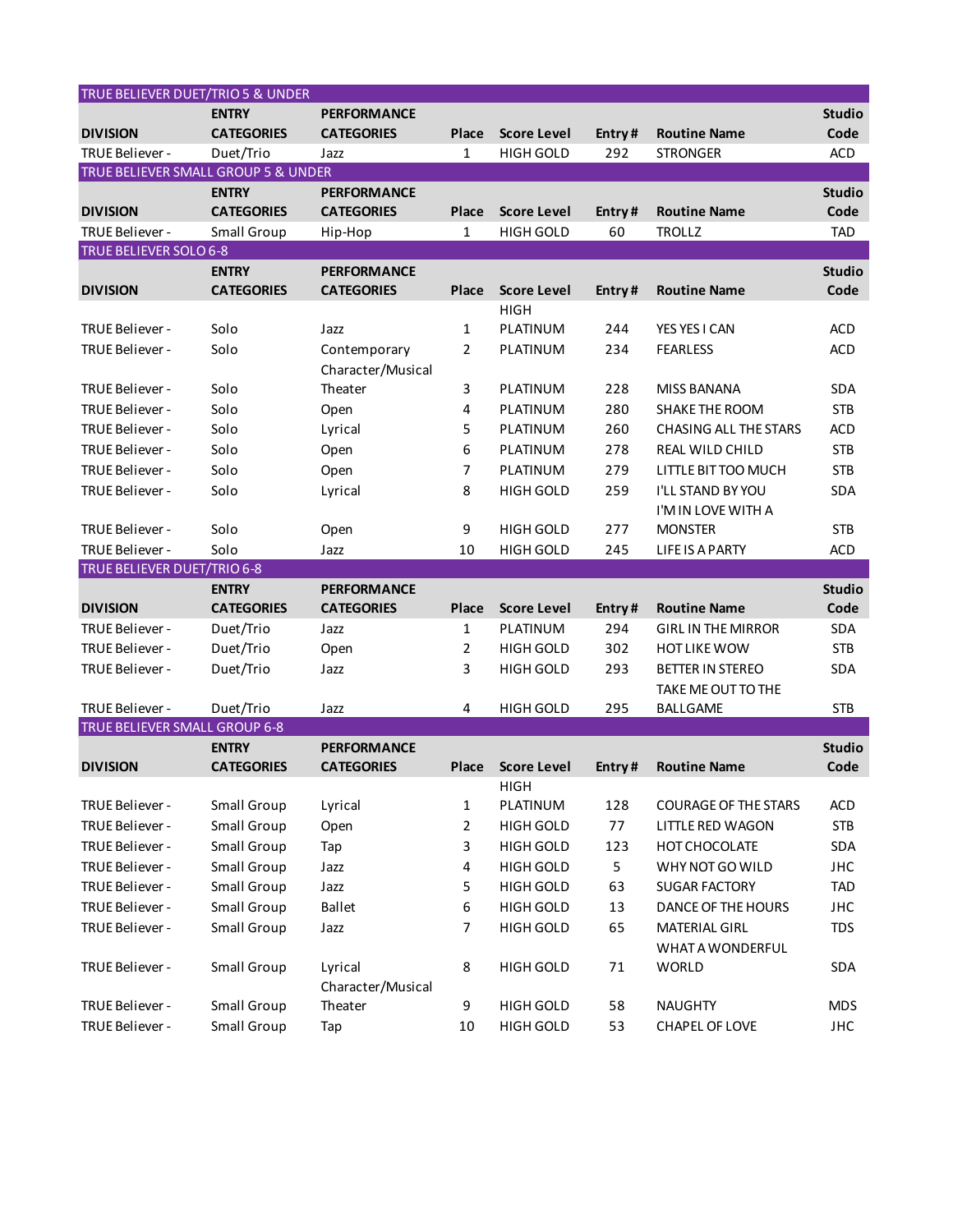## TRUE BELIEVER DUET/TRIO 5 & UNDER

| DIVISION | ENTRY CATEGORIES | PERFORMANCE CATEGORIES | Place | Score Level | Entry # | Routine Name | Studio Code |
|---|---|---|---|---|---|---|---|
| TRUE Believer - | Duet/Trio | Jazz | 1 | HIGH GOLD | 292 | STRONGER | ACD |

## TRUE BELIEVER SMALL GROUP 5 & UNDER

| DIVISION | ENTRY CATEGORIES | PERFORMANCE CATEGORIES | Place | Score Level | Entry # | Routine Name | Studio Code |
|---|---|---|---|---|---|---|---|
| TRUE Believer - | Small Group | Hip-Hop | 1 | HIGH GOLD | 60 | TROLLZ | TAD |

## TRUE BELIEVER SOLO 6-8

| DIVISION | ENTRY CATEGORIES | PERFORMANCE CATEGORIES | Place | Score Level | Entry # | Routine Name | Studio Code |
|---|---|---|---|---|---|---|---|
| TRUE Believer - | Solo | Jazz | 1 | HIGH PLATINUM | 244 | YES YES I CAN | ACD |
| TRUE Believer - | Solo | Contemporary | 2 | PLATINUM | 234 | FEARLESS | ACD |
| TRUE Believer - | Solo | Character/Musical Theater | 3 | PLATINUM | 228 | MISS BANANA | SDA |
| TRUE Believer - | Solo | Open | 4 | PLATINUM | 280 | SHAKE THE ROOM | STB |
| TRUE Believer - | Solo | Lyrical | 5 | PLATINUM | 260 | CHASING ALL THE STARS | ACD |
| TRUE Believer - | Solo | Open | 6 | PLATINUM | 278 | REAL WILD CHILD | STB |
| TRUE Believer - | Solo | Open | 7 | PLATINUM | 279 | LITTLE BIT TOO MUCH | STB |
| TRUE Believer - | Solo | Lyrical | 8 | HIGH GOLD | 259 | I'LL STAND BY YOU | SDA |
| TRUE Believer - | Solo | Open | 9 | HIGH GOLD | 277 | I'M IN LOVE WITH A MONSTER | STB |
| TRUE Believer - | Solo | Jazz | 10 | HIGH GOLD | 245 | LIFE IS A PARTY | ACD |

## TRUE BELIEVER DUET/TRIO 6-8

| DIVISION | ENTRY CATEGORIES | PERFORMANCE CATEGORIES | Place | Score Level | Entry # | Routine Name | Studio Code |
|---|---|---|---|---|---|---|---|
| TRUE Believer - | Duet/Trio | Jazz | 1 | PLATINUM | 294 | GIRL IN THE MIRROR | SDA |
| TRUE Believer - | Duet/Trio | Open | 2 | HIGH GOLD | 302 | HOT LIKE WOW | STB |
| TRUE Believer - | Duet/Trio | Jazz | 3 | HIGH GOLD | 293 | BETTER IN STEREO | SDA |
| TRUE Believer - | Duet/Trio | Jazz | 4 | HIGH GOLD | 295 | TAKE ME OUT TO THE BALLGAME | STB |

## TRUE BELIEVER SMALL GROUP 6-8

| DIVISION | ENTRY CATEGORIES | PERFORMANCE CATEGORIES | Place | Score Level | Entry # | Routine Name | Studio Code |
|---|---|---|---|---|---|---|---|
| TRUE Believer - | Small Group | Lyrical | 1 | HIGH PLATINUM | 128 | COURAGE OF THE STARS | ACD |
| TRUE Believer - | Small Group | Open | 2 | HIGH GOLD | 77 | LITTLE RED WAGON | STB |
| TRUE Believer - | Small Group | Tap | 3 | HIGH GOLD | 123 | HOT CHOCOLATE | SDA |
| TRUE Believer - | Small Group | Jazz | 4 | HIGH GOLD | 5 | WHY NOT GO WILD | JHC |
| TRUE Believer - | Small Group | Jazz | 5 | HIGH GOLD | 63 | SUGAR FACTORY | TAD |
| TRUE Believer - | Small Group | Ballet | 6 | HIGH GOLD | 13 | DANCE OF THE HOURS | JHC |
| TRUE Believer - | Small Group | Jazz | 7 | HIGH GOLD | 65 | MATERIAL GIRL | TDS |
| TRUE Believer - | Small Group | Lyrical | 8 | HIGH GOLD | 71 | WHAT A WONDERFUL WORLD | SDA |
| TRUE Believer - | Small Group | Character/Musical Theater | 9 | HIGH GOLD | 58 | NAUGHTY | MDS |
| TRUE Believer - | Small Group | Tap | 10 | HIGH GOLD | 53 | CHAPEL OF LOVE | JHC |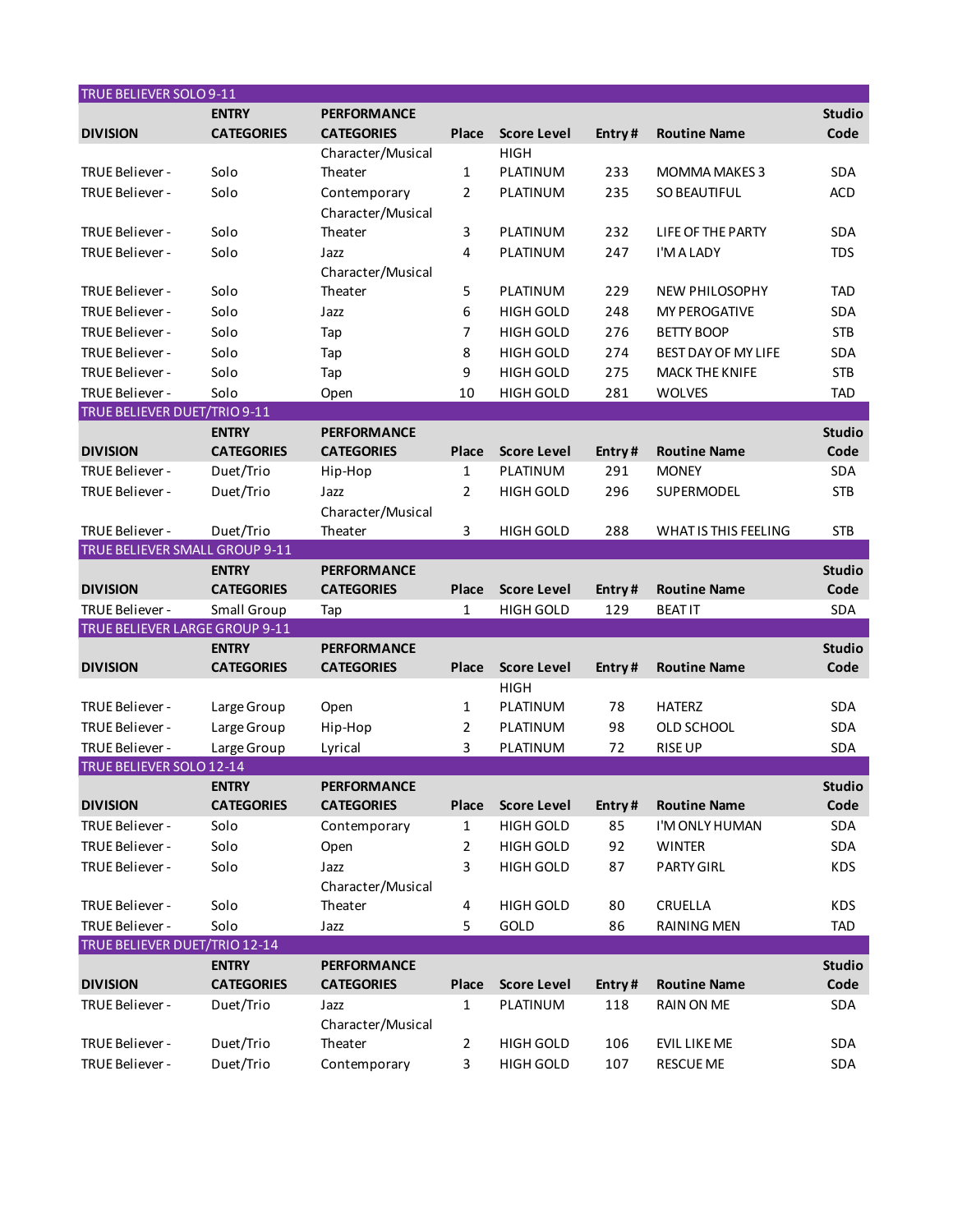## TRUE BELIEVER SOLO 9-11

| DIVISION | ENTRY CATEGORIES | PERFORMANCE CATEGORIES | Place | Score Level | Entry # | Routine Name | Studio Code |
|---|---|---|---|---|---|---|---|
| TRUE Believer - | Solo | Character/Musical Theater | 1 | HIGH PLATINUM | 233 | MOMMA MAKES 3 | SDA |
| TRUE Believer - | Solo | Contemporary | 2 | PLATINUM | 235 | SO BEAUTIFUL | ACD |
| TRUE Believer - | Solo | Character/Musical Theater | 3 | PLATINUM | 232 | LIFE OF THE PARTY | SDA |
| TRUE Believer - | Solo | Jazz | 4 | PLATINUM | 247 | I'M A LADY | TDS |
| TRUE Believer - | Solo | Character/Musical Theater | 5 | PLATINUM | 229 | NEW PHILOSOPHY | TAD |
| TRUE Believer - | Solo | Jazz | 6 | HIGH GOLD | 248 | MY PEROGATIVE | SDA |
| TRUE Believer - | Solo | Tap | 7 | HIGH GOLD | 276 | BETTY BOOP | STB |
| TRUE Believer - | Solo | Tap | 8 | HIGH GOLD | 274 | BEST DAY OF MY LIFE | SDA |
| TRUE Believer - | Solo | Tap | 9 | HIGH GOLD | 275 | MACK THE KNIFE | STB |
| TRUE Believer - | Solo | Open | 10 | HIGH GOLD | 281 | WOLVES | TAD |

## TRUE BELIEVER DUET/TRIO 9-11

| DIVISION | ENTRY CATEGORIES | PERFORMANCE CATEGORIES | Place | Score Level | Entry # | Routine Name | Studio Code |
|---|---|---|---|---|---|---|---|
| TRUE Believer - | Duet/Trio | Hip-Hop | 1 | PLATINUM | 291 | MONEY | SDA |
| TRUE Believer - | Duet/Trio | Jazz | 2 | HIGH GOLD | 296 | SUPERMODEL | STB |
| TRUE Believer - | Duet/Trio | Character/Musical Theater | 3 | HIGH GOLD | 288 | WHAT IS THIS FEELING | STB |

## TRUE BELIEVER SMALL GROUP 9-11

| DIVISION | ENTRY CATEGORIES | PERFORMANCE CATEGORIES | Place | Score Level | Entry # | Routine Name | Studio Code |
|---|---|---|---|---|---|---|---|
| TRUE Believer - | Small Group | Tap | 1 | HIGH GOLD | 129 | BEAT IT | SDA |

## TRUE BELIEVER LARGE GROUP 9-11

| DIVISION | ENTRY CATEGORIES | PERFORMANCE CATEGORIES | Place | Score Level | Entry # | Routine Name | Studio Code |
|---|---|---|---|---|---|---|---|
| TRUE Believer - | Large Group | Open | 1 | HIGH PLATINUM | 78 | HATERZ | SDA |
| TRUE Believer - | Large Group | Hip-Hop | 2 | PLATINUM | 98 | OLD SCHOOL | SDA |
| TRUE Believer - | Large Group | Lyrical | 3 | PLATINUM | 72 | RISE UP | SDA |

## TRUE BELIEVER SOLO 12-14

| DIVISION | ENTRY CATEGORIES | PERFORMANCE CATEGORIES | Place | Score Level | Entry # | Routine Name | Studio Code |
|---|---|---|---|---|---|---|---|
| TRUE Believer - | Solo | Contemporary | 1 | HIGH GOLD | 85 | I'M ONLY HUMAN | SDA |
| TRUE Believer - | Solo | Open | 2 | HIGH GOLD | 92 | WINTER | SDA |
| TRUE Believer - | Solo | Jazz | 3 | HIGH GOLD | 87 | PARTY GIRL | KDS |
| TRUE Believer - | Solo | Character/Musical Theater | 4 | HIGH GOLD | 80 | CRUELLA | KDS |
| TRUE Believer - | Solo | Jazz | 5 | GOLD | 86 | RAINING MEN | TAD |

## TRUE BELIEVER DUET/TRIO 12-14

| DIVISION | ENTRY CATEGORIES | PERFORMANCE CATEGORIES | Place | Score Level | Entry # | Routine Name | Studio Code |
|---|---|---|---|---|---|---|---|
| TRUE Believer - | Duet/Trio | Jazz | 1 | PLATINUM | 118 | RAIN ON ME | SDA |
| TRUE Believer - | Duet/Trio | Character/Musical Theater | 2 | HIGH GOLD | 106 | EVIL LIKE ME | SDA |
| TRUE Believer - | Duet/Trio | Contemporary | 3 | HIGH GOLD | 107 | RESCUE ME | SDA |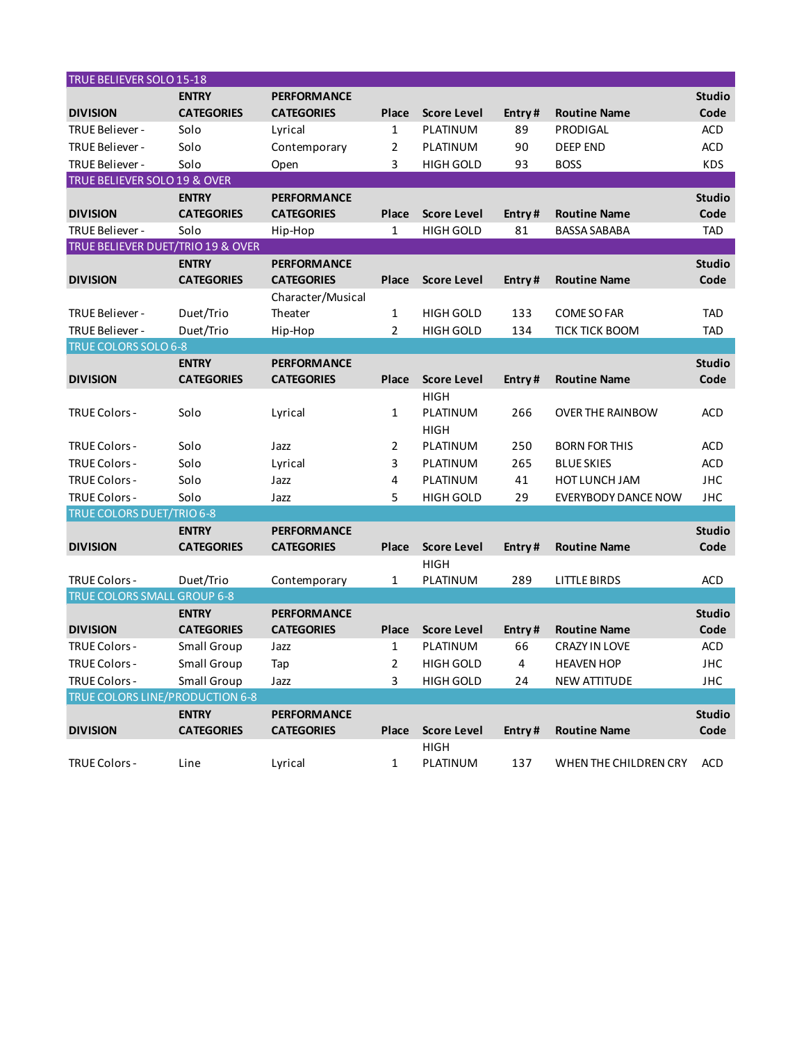## TRUE BELIEVER SOLO 15-18

| DIVISION | ENTRY CATEGORIES | PERFORMANCE CATEGORIES | Place | Score Level | Entry # | Routine Name | Studio Code |
|---|---|---|---|---|---|---|---|
| TRUE Believer - | Solo | Lyrical | 1 | PLATINUM | 89 | PRODIGAL | ACD |
| TRUE Believer - | Solo | Contemporary | 2 | PLATINUM | 90 | DEEP END | ACD |
| TRUE Believer - | Solo | Open | 3 | HIGH GOLD | 93 | BOSS | KDS |

## TRUE BELIEVER SOLO 19 & OVER

| DIVISION | ENTRY CATEGORIES | PERFORMANCE CATEGORIES | Place | Score Level | Entry # | Routine Name | Studio Code |
|---|---|---|---|---|---|---|---|
| TRUE Believer - | Solo | Hip-Hop | 1 | HIGH GOLD | 81 | BASSA SABABA | TAD |

## TRUE BELIEVER DUET/TRIO 19 & OVER

| DIVISION | ENTRY CATEGORIES | PERFORMANCE CATEGORIES | Place | Score Level | Entry # | Routine Name | Studio Code |
|---|---|---|---|---|---|---|---|
| TRUE Believer - | Duet/Trio | Character/Musical Theater | 1 | HIGH GOLD | 133 | COME SO FAR | TAD |
| TRUE Believer - | Duet/Trio | Hip-Hop | 2 | HIGH GOLD | 134 | TICK TICK BOOM | TAD |

## TRUE COLORS SOLO 6-8

| DIVISION | ENTRY CATEGORIES | PERFORMANCE CATEGORIES | Place | Score Level | Entry # | Routine Name | Studio Code |
|---|---|---|---|---|---|---|---|
| TRUE Colors - | Solo | Lyrical | 1 | HIGH PLATINUM | 266 | OVER THE RAINBOW | ACD |
| TRUE Colors - | Solo | Jazz | 2 | HIGH PLATINUM | 250 | BORN FOR THIS | ACD |
| TRUE Colors - | Solo | Lyrical | 3 | PLATINUM | 265 | BLUE SKIES | ACD |
| TRUE Colors - | Solo | Jazz | 4 | PLATINUM | 41 | HOT LUNCH JAM | JHC |
| TRUE Colors - | Solo | Jazz | 5 | HIGH GOLD | 29 | EVERYBODY DANCE NOW | JHC |

## TRUE COLORS DUET/TRIO 6-8

| DIVISION | ENTRY CATEGORIES | PERFORMANCE CATEGORIES | Place | Score Level | Entry # | Routine Name | Studio Code |
|---|---|---|---|---|---|---|---|
| TRUE Colors - | Duet/Trio | Contemporary | 1 | HIGH PLATINUM | 289 | LITTLE BIRDS | ACD |

## TRUE COLORS SMALL GROUP 6-8

| DIVISION | ENTRY CATEGORIES | PERFORMANCE CATEGORIES | Place | Score Level | Entry # | Routine Name | Studio Code |
|---|---|---|---|---|---|---|---|
| TRUE Colors - | Small Group | Jazz | 1 | PLATINUM | 66 | CRAZY IN LOVE | ACD |
| TRUE Colors - | Small Group | Tap | 2 | HIGH GOLD | 4 | HEAVEN HOP | JHC |
| TRUE Colors - | Small Group | Jazz | 3 | HIGH GOLD | 24 | NEW ATTITUDE | JHC |

## TRUE COLORS LINE/PRODUCTION 6-8

| DIVISION | ENTRY CATEGORIES | PERFORMANCE CATEGORIES | Place | Score Level | Entry # | Routine Name | Studio Code |
|---|---|---|---|---|---|---|---|
| TRUE Colors - | Line | Lyrical | 1 | HIGH PLATINUM | 137 | WHEN THE CHILDREN CRY | ACD |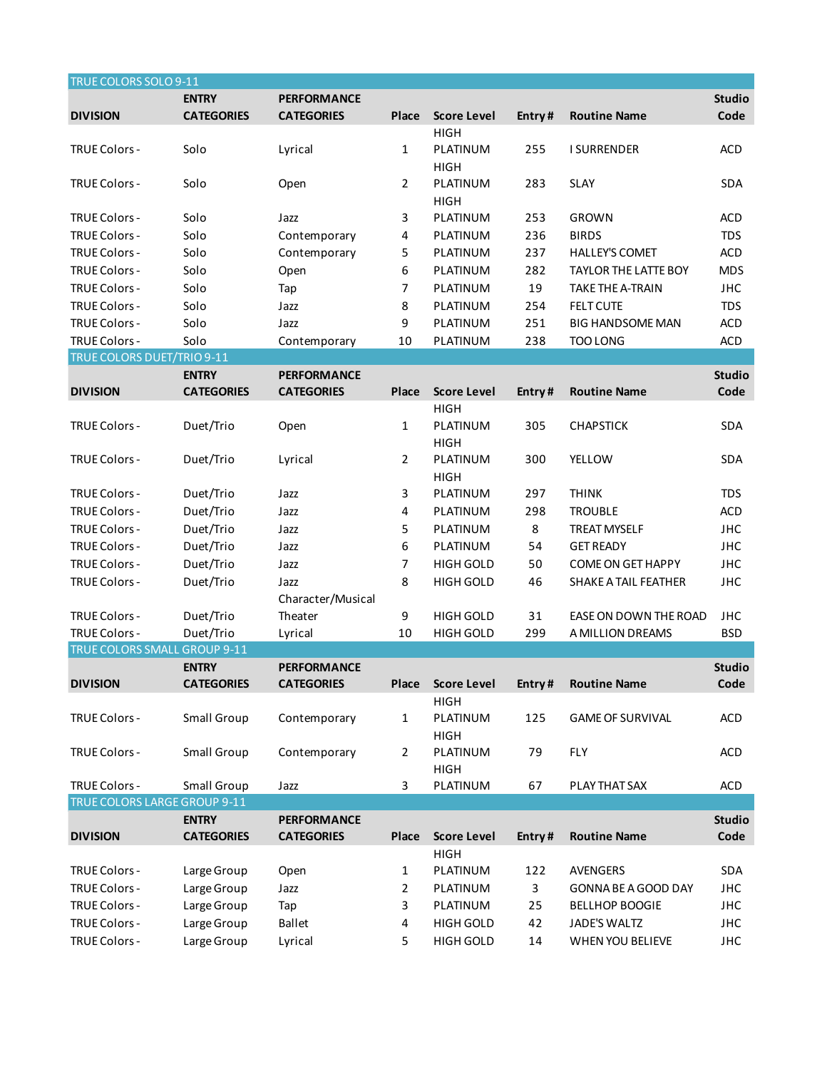## TRUE COLORS SOLO 9-11

| DIVISION | ENTRY CATEGORIES | PERFORMANCE CATEGORIES | Place | Score Level | Entry # | Routine Name | Studio Code |
|---|---|---|---|---|---|---|---|
| TRUE Colors - | Solo | Lyrical | 1 | HIGH PLATINUM | 255 | I SURRENDER | ACD |
| TRUE Colors - | Solo | Open | 2 | HIGH PLATINUM | 283 | SLAY | SDA |
| TRUE Colors - | Solo | Jazz | 3 | HIGH PLATINUM | 253 | GROWN | ACD |
| TRUE Colors - | Solo | Contemporary | 4 | PLATINUM | 236 | BIRDS | TDS |
| TRUE Colors - | Solo | Contemporary | 5 | PLATINUM | 237 | HALLEY'S COMET | ACD |
| TRUE Colors - | Solo | Open | 6 | PLATINUM | 282 | TAYLOR THE LATTE BOY | MDS |
| TRUE Colors - | Solo | Tap | 7 | PLATINUM | 19 | TAKE THE A-TRAIN | JHC |
| TRUE Colors - | Solo | Jazz | 8 | PLATINUM | 254 | FELT CUTE | TDS |
| TRUE Colors - | Solo | Jazz | 9 | PLATINUM | 251 | BIG HANDSOME MAN | ACD |
| TRUE Colors - | Solo | Contemporary | 10 | PLATINUM | 238 | TOO LONG | ACD |

## TRUE COLORS DUET/TRIO 9-11

| DIVISION | ENTRY CATEGORIES | PERFORMANCE CATEGORIES | Place | Score Level | Entry # | Routine Name | Studio Code |
|---|---|---|---|---|---|---|---|
| TRUE Colors - | Duet/Trio | Open | 1 | HIGH PLATINUM | 305 | CHAPSTICK | SDA |
| TRUE Colors - | Duet/Trio | Lyrical | 2 | HIGH PLATINUM | 300 | YELLOW | SDA |
| TRUE Colors - | Duet/Trio | Jazz | 3 | HIGH PLATINUM | 297 | THINK | TDS |
| TRUE Colors - | Duet/Trio | Jazz | 4 | PLATINUM | 298 | TROUBLE | ACD |
| TRUE Colors - | Duet/Trio | Jazz | 5 | PLATINUM | 8 | TREAT MYSELF | JHC |
| TRUE Colors - | Duet/Trio | Jazz | 6 | PLATINUM | 54 | GET READY | JHC |
| TRUE Colors - | Duet/Trio | Jazz | 7 | HIGH GOLD | 50 | COME ON GET HAPPY | JHC |
| TRUE Colors - | Duet/Trio | Jazz | 8 | HIGH GOLD | 46 | SHAKE A TAIL FEATHER | JHC |
| TRUE Colors - | Duet/Trio | Character/Musical Theater | 9 | HIGH GOLD | 31 | EASE ON DOWN THE ROAD | JHC |
| TRUE Colors - | Duet/Trio | Lyrical | 10 | HIGH GOLD | 299 | A MILLION DREAMS | BSD |

## TRUE COLORS SMALL GROUP 9-11

| DIVISION | ENTRY CATEGORIES | PERFORMANCE CATEGORIES | Place | Score Level | Entry # | Routine Name | Studio Code |
|---|---|---|---|---|---|---|---|
| TRUE Colors - | Small Group | Contemporary | 1 | HIGH PLATINUM | 125 | GAME OF SURVIVAL | ACD |
| TRUE Colors - | Small Group | Contemporary | 2 | HIGH PLATINUM | 79 | FLY | ACD |
| TRUE Colors - | Small Group | Jazz | 3 | HIGH PLATINUM | 67 | PLAY THAT SAX | ACD |

## TRUE COLORS LARGE GROUP 9-11

| DIVISION | ENTRY CATEGORIES | PERFORMANCE CATEGORIES | Place | Score Level | Entry # | Routine Name | Studio Code |
|---|---|---|---|---|---|---|---|
| TRUE Colors - | Large Group | Open | 1 | HIGH PLATINUM | 122 | AVENGERS | SDA |
| TRUE Colors - | Large Group | Jazz | 2 | PLATINUM | 3 | GONNA BE A GOOD DAY | JHC |
| TRUE Colors - | Large Group | Tap | 3 | PLATINUM | 25 | BELLHOP BOOGIE | JHC |
| TRUE Colors - | Large Group | Ballet | 4 | HIGH GOLD | 42 | JADE'S WALTZ | JHC |
| TRUE Colors - | Large Group | Lyrical | 5 | HIGH GOLD | 14 | WHEN YOU BELIEVE | JHC |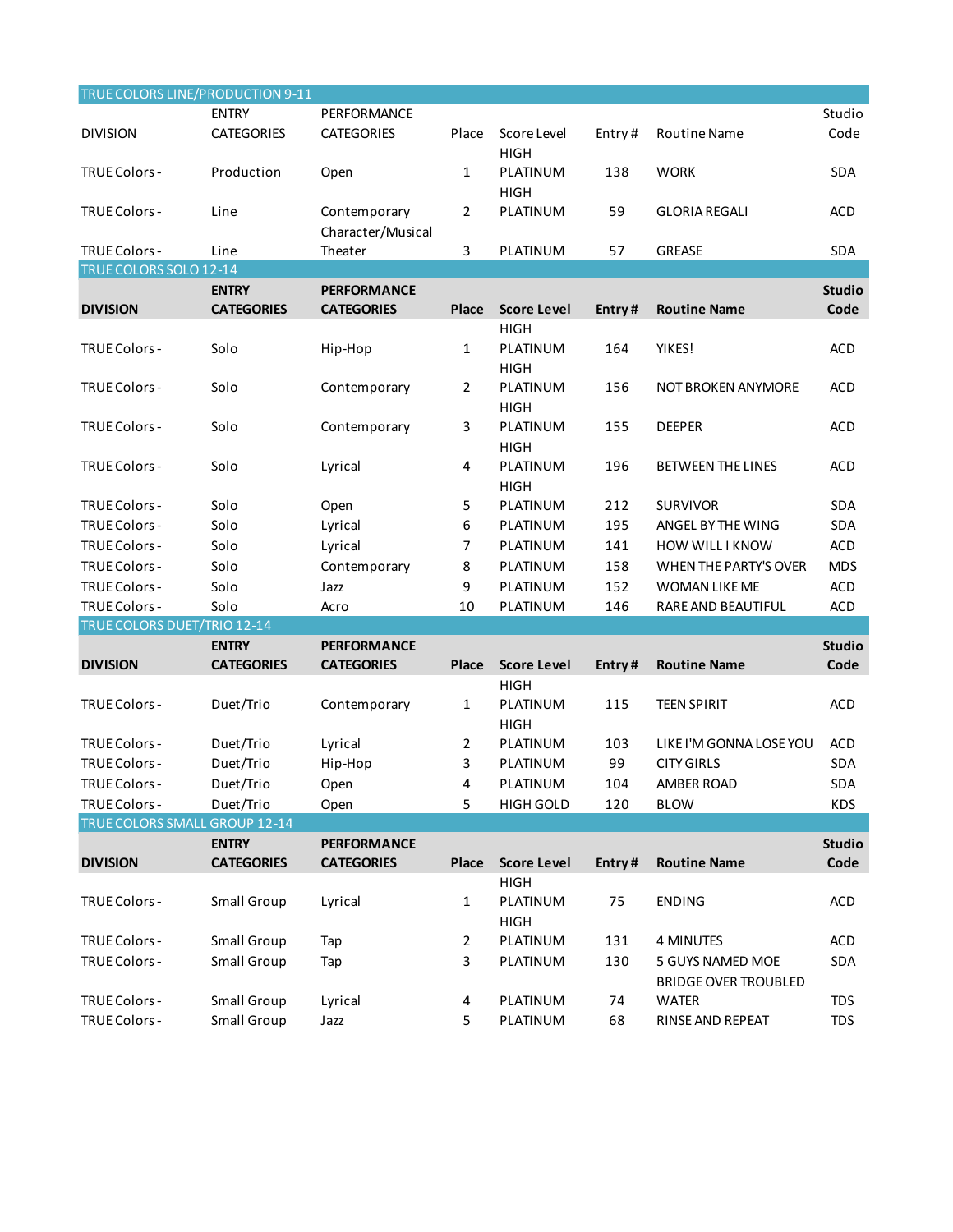## TRUE COLORS LINE/PRODUCTION 9-11

| DIVISION | ENTRY CATEGORIES | PERFORMANCE CATEGORIES | Place | Score Level | Entry # | Routine Name | Studio Code |
|---|---|---|---|---|---|---|---|
| TRUE Colors - | Production | Open | 1 | HIGH PLATINUM | 138 | WORK | SDA |
| TRUE Colors - | Line | Contemporary | 2 | HIGH PLATINUM | 59 | GLORIA REGALI | ACD |
| TRUE Colors - | Line | Character/Musical Theater | 3 | PLATINUM | 57 | GREASE | SDA |

## TRUE COLORS SOLO 12-14

| DIVISION | ENTRY CATEGORIES | PERFORMANCE CATEGORIES | Place | Score Level | Entry # | Routine Name | Studio Code |
|---|---|---|---|---|---|---|---|
| TRUE Colors - | Solo | Hip-Hop | 1 | HIGH PLATINUM | 164 | YIKES! | ACD |
| TRUE Colors - | Solo | Contemporary | 2 | HIGH PLATINUM | 156 | NOT BROKEN ANYMORE | ACD |
| TRUE Colors - | Solo | Contemporary | 3 | HIGH PLATINUM | 155 | DEEPER | ACD |
| TRUE Colors - | Solo | Lyrical | 4 | HIGH PLATINUM | 196 | BETWEEN THE LINES | ACD |
| TRUE Colors - | Solo | Open | 5 | HIGH PLATINUM | 212 | SURVIVOR | SDA |
| TRUE Colors - | Solo | Lyrical | 6 | PLATINUM | 195 | ANGEL BY THE WING | SDA |
| TRUE Colors - | Solo | Lyrical | 7 | PLATINUM | 141 | HOW WILL I KNOW | ACD |
| TRUE Colors - | Solo | Contemporary | 8 | PLATINUM | 158 | WHEN THE PARTY'S OVER | MDS |
| TRUE Colors - | Solo | Jazz | 9 | PLATINUM | 152 | WOMAN LIKE ME | ACD |
| TRUE Colors - | Solo | Acro | 10 | PLATINUM | 146 | RARE AND BEAUTIFUL | ACD |

## TRUE COLORS DUET/TRIO 12-14

| DIVISION | ENTRY CATEGORIES | PERFORMANCE CATEGORIES | Place | Score Level | Entry # | Routine Name | Studio Code |
|---|---|---|---|---|---|---|---|
| TRUE Colors - | Duet/Trio | Contemporary | 1 | HIGH PLATINUM | 115 | TEEN SPIRIT | ACD |
| TRUE Colors - | Duet/Trio | Lyrical | 2 | HIGH PLATINUM | 103 | LIKE I'M GONNA LOSE YOU | ACD |
| TRUE Colors - | Duet/Trio | Hip-Hop | 3 | PLATINUM | 99 | CITY GIRLS | SDA |
| TRUE Colors - | Duet/Trio | Open | 4 | PLATINUM | 104 | AMBER ROAD | SDA |
| TRUE Colors - | Duet/Trio | Open | 5 | HIGH GOLD | 120 | BLOW | KDS |

## TRUE COLORS SMALL GROUP 12-14

| DIVISION | ENTRY CATEGORIES | PERFORMANCE CATEGORIES | Place | Score Level | Entry # | Routine Name | Studio Code |
|---|---|---|---|---|---|---|---|
| TRUE Colors - | Small Group | Lyrical | 1 | HIGH PLATINUM | 75 | ENDING | ACD |
| TRUE Colors - | Small Group | Tap | 2 | HIGH PLATINUM | 131 | 4 MINUTES | ACD |
| TRUE Colors - | Small Group | Tap | 3 | PLATINUM | 130 | 5 GUYS NAMED MOE | SDA |
| TRUE Colors - | Small Group | Lyrical | 4 | PLATINUM | 74 | BRIDGE OVER TROUBLED WATER | TDS |
| TRUE Colors - | Small Group | Jazz | 5 | PLATINUM | 68 | RINSE AND REPEAT | TDS |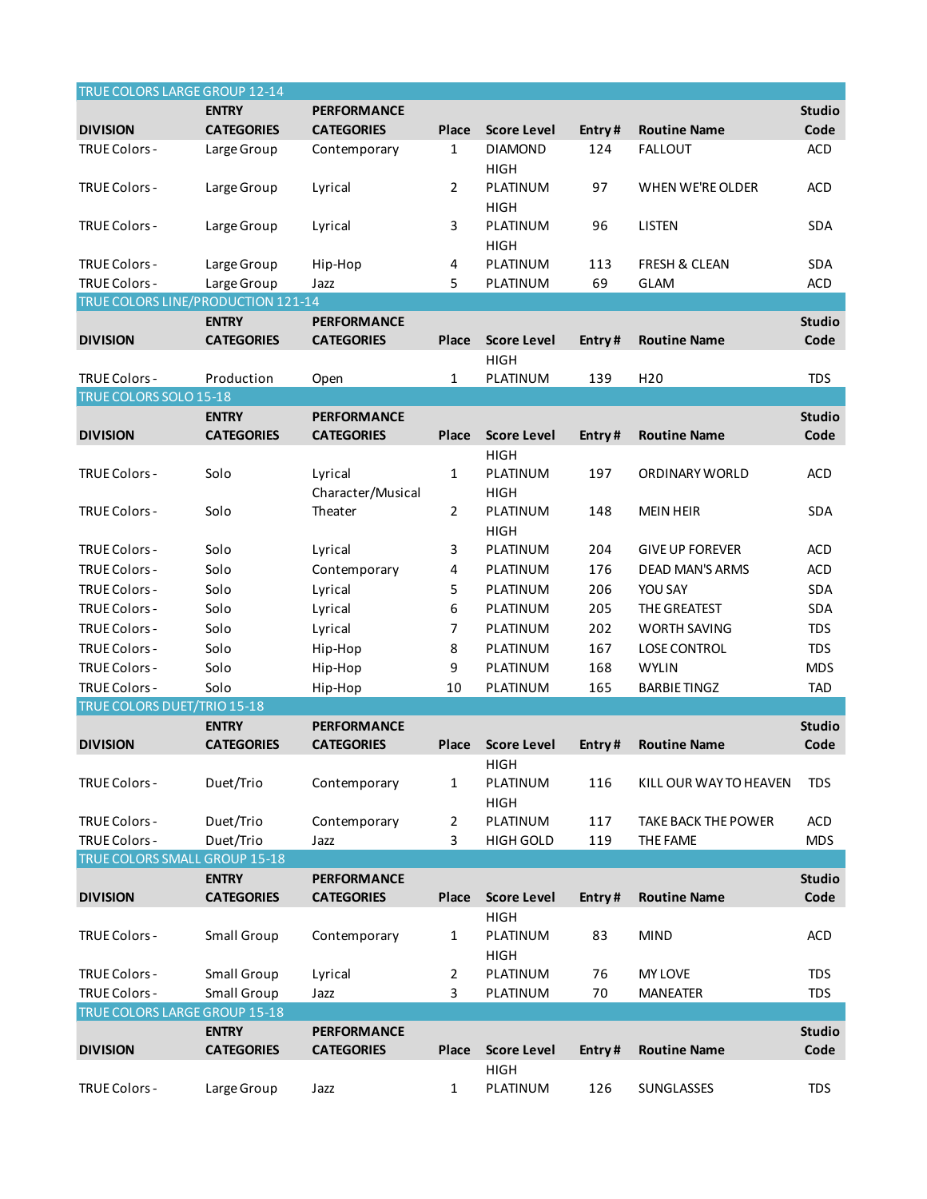## TRUE COLORS LARGE GROUP 12-14

| DIVISION | ENTRY CATEGORIES | PERFORMANCE CATEGORIES | Place | Score Level | Entry # | Routine Name | Studio Code |
|---|---|---|---|---|---|---|---|
| TRUE Colors - | Large Group | Contemporary | 1 | DIAMOND | 124 | FALLOUT | ACD |
| TRUE Colors - | Large Group | Lyrical | 2 | HIGH PLATINUM | 97 | WHEN WE'RE OLDER | ACD |
| TRUE Colors - | Large Group | Lyrical | 3 | HIGH PLATINUM | 96 | LISTEN | SDA |
| TRUE Colors - | Large Group | Hip-Hop | 4 | HIGH PLATINUM | 113 | FRESH & CLEAN | SDA |
| TRUE Colors - | Large Group | Jazz | 5 | PLATINUM | 69 | GLAM | ACD |

## TRUE COLORS LINE/PRODUCTION 121-14

| DIVISION | ENTRY CATEGORIES | PERFORMANCE CATEGORIES | Place | Score Level | Entry # | Routine Name | Studio Code |
|---|---|---|---|---|---|---|---|
| TRUE Colors - | Production | Open | 1 | HIGH PLATINUM | 139 | H20 | TDS |

## TRUE COLORS SOLO 15-18

| DIVISION | ENTRY CATEGORIES | PERFORMANCE CATEGORIES | Place | Score Level | Entry # | Routine Name | Studio Code |
|---|---|---|---|---|---|---|---|
| TRUE Colors - | Solo | Lyrical | 1 | HIGH PLATINUM | 197 | ORDINARY WORLD | ACD |
| TRUE Colors - | Solo | Character/Musical Theater | 2 | HIGH PLATINUM | 148 | MEIN HEIR | SDA |
| TRUE Colors - | Solo | Lyrical | 3 | HIGH PLATINUM | 204 | GIVE UP FOREVER | ACD |
| TRUE Colors - | Solo | Contemporary | 4 | PLATINUM | 176 | DEAD MAN'S ARMS | ACD |
| TRUE Colors - | Solo | Lyrical | 5 | PLATINUM | 206 | YOU SAY | SDA |
| TRUE Colors - | Solo | Lyrical | 6 | PLATINUM | 205 | THE GREATEST | SDA |
| TRUE Colors - | Solo | Lyrical | 7 | PLATINUM | 202 | WORTH SAVING | TDS |
| TRUE Colors - | Solo | Hip-Hop | 8 | PLATINUM | 167 | LOSE CONTROL | TDS |
| TRUE Colors - | Solo | Hip-Hop | 9 | PLATINUM | 168 | WYLIN | MDS |
| TRUE Colors - | Solo | Hip-Hop | 10 | PLATINUM | 165 | BARBIE TINGZ | TAD |

## TRUE COLORS DUET/TRIO 15-18

| DIVISION | ENTRY CATEGORIES | PERFORMANCE CATEGORIES | Place | Score Level | Entry # | Routine Name | Studio Code |
|---|---|---|---|---|---|---|---|
| TRUE Colors - | Duet/Trio | Contemporary | 1 | HIGH PLATINUM | 116 | KILL OUR WAY TO HEAVEN | TDS |
| TRUE Colors - | Duet/Trio | Contemporary | 2 | HIGH PLATINUM | 117 | TAKE BACK THE POWER | ACD |
| TRUE Colors - | Duet/Trio | Jazz | 3 | HIGH GOLD | 119 | THE FAME | MDS |

## TRUE COLORS SMALL GROUP 15-18

| DIVISION | ENTRY CATEGORIES | PERFORMANCE CATEGORIES | Place | Score Level | Entry # | Routine Name | Studio Code |
|---|---|---|---|---|---|---|---|
| TRUE Colors - | Small Group | Contemporary | 1 | HIGH PLATINUM | 83 | MIND | ACD |
| TRUE Colors - | Small Group | Lyrical | 2 | HIGH PLATINUM | 76 | MY LOVE | TDS |
| TRUE Colors - | Small Group | Jazz | 3 | PLATINUM | 70 | MANEATER | TDS |

## TRUE COLORS LARGE GROUP 15-18

| DIVISION | ENTRY CATEGORIES | PERFORMANCE CATEGORIES | Place | Score Level | Entry # | Routine Name | Studio Code |
|---|---|---|---|---|---|---|---|
| TRUE Colors - | Large Group | Jazz | 1 | HIGH PLATINUM | 126 | SUNGLASSES | TDS |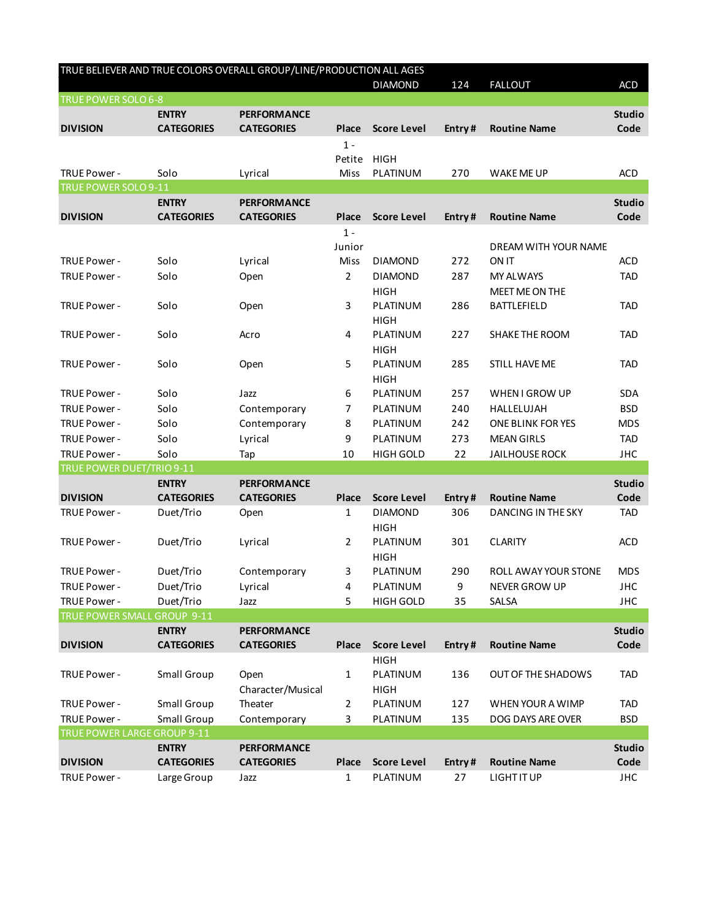## TRUE BELIEVER AND TRUE COLORS OVERALL GROUP/LINE/PRODUCTION ALL AGES

| | | | | Score Level | Entry # | Routine Name | Studio Code |
|---|---|---|---|---|---|---|---|
| | | | | DIAMOND | 124 | FALLOUT | ACD |

## TRUE POWER SOLO 6-8

| DIVISION | ENTRY CATEGORIES | PERFORMANCE CATEGORIES | Place | Score Level | Entry # | Routine Name | Studio Code |
|---|---|---|---|---|---|---|---|
| TRUE Power - | Solo | Lyrical | 1 - Petite Miss | HIGH PLATINUM | 270 | WAKE ME UP | ACD |

## TRUE POWER SOLO 9-11

| DIVISION | ENTRY CATEGORIES | PERFORMANCE CATEGORIES | Place | Score Level | Entry # | Routine Name | Studio Code |
|---|---|---|---|---|---|---|---|
| TRUE Power - | Solo | Lyrical | 1 - Junior Miss | DIAMOND | 272 | DREAM WITH YOUR NAME ON IT | ACD |
| TRUE Power - | Solo | Open | 2 | DIAMOND | 287 | MY ALWAYS | TAD |
| TRUE Power - | Solo | Open | 3 | HIGH PLATINUM | 286 | MEET ME ON THE BATTLEFIELD | TAD |
| TRUE Power - | Solo | Acro | 4 | HIGH PLATINUM | 227 | SHAKE THE ROOM | TAD |
| TRUE Power - | Solo | Open | 5 | HIGH PLATINUM | 285 | STILL HAVE ME | TAD |
| TRUE Power - | Solo | Jazz | 6 | HIGH PLATINUM | 257 | WHEN I GROW UP | SDA |
| TRUE Power - | Solo | Contemporary | 7 | PLATINUM | 240 | HALLELUJAH | BSD |
| TRUE Power - | Solo | Contemporary | 8 | PLATINUM | 242 | ONE BLINK FOR YES | MDS |
| TRUE Power - | Solo | Lyrical | 9 | PLATINUM | 273 | MEAN GIRLS | TAD |
| TRUE Power - | Solo | Tap | 10 | HIGH GOLD | 22 | JAILHOUSE ROCK | JHC |

## TRUE POWER DUET/TRIO 9-11

| DIVISION | ENTRY CATEGORIES | PERFORMANCE CATEGORIES | Place | Score Level | Entry # | Routine Name | Studio Code |
|---|---|---|---|---|---|---|---|
| TRUE Power - | Duet/Trio | Open | 1 | DIAMOND | 306 | DANCING IN THE SKY | TAD |
| TRUE Power - | Duet/Trio | Lyrical | 2 | HIGH PLATINUM | 301 | CLARITY | ACD |
| TRUE Power - | Duet/Trio | Contemporary | 3 | HIGH PLATINUM | 290 | ROLL AWAY YOUR STONE | MDS |
| TRUE Power - | Duet/Trio | Lyrical | 4 | PLATINUM | 9 | NEVER GROW UP | JHC |
| TRUE Power - | Duet/Trio | Jazz | 5 | HIGH GOLD | 35 | SALSA | JHC |

## TRUE POWER SMALL GROUP 9-11

| DIVISION | ENTRY CATEGORIES | PERFORMANCE CATEGORIES | Place | Score Level | Entry # | Routine Name | Studio Code |
|---|---|---|---|---|---|---|---|
| TRUE Power - | Small Group | Open | 1 | HIGH PLATINUM | 136 | OUT OF THE SHADOWS | TAD |
| TRUE Power - | Small Group | Character/Musical Theater | 2 | HIGH PLATINUM | 127 | WHEN YOUR A WIMP | TAD |
| TRUE Power - | Small Group | Contemporary | 3 | PLATINUM | 135 | DOG DAYS ARE OVER | BSD |

## TRUE POWER LARGE GROUP 9-11

| DIVISION | ENTRY CATEGORIES | PERFORMANCE CATEGORIES | Place | Score Level | Entry # | Routine Name | Studio Code |
|---|---|---|---|---|---|---|---|
| TRUE Power - | Large Group | Jazz | 1 | PLATINUM | 27 | LIGHT IT UP | JHC |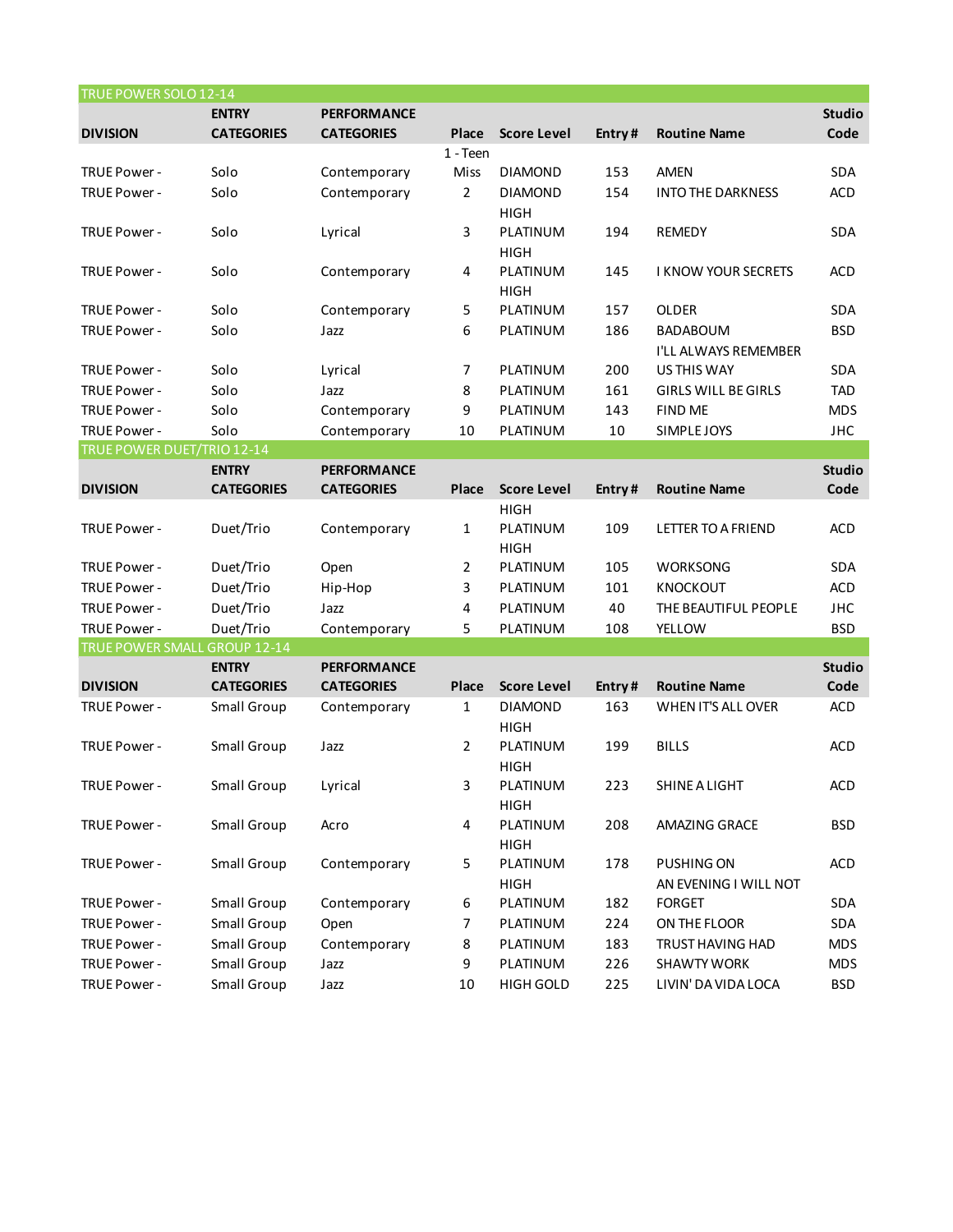## TRUE POWER SOLO 12-14

| DIVISION | ENTRY CATEGORIES | PERFORMANCE CATEGORIES | Place | Score Level | Entry # | Routine Name | Studio Code |
|---|---|---|---|---|---|---|---|
| TRUE Power - | Solo | Contemporary | 1 - Teen Miss | DIAMOND | 153 | AMEN | SDA |
| TRUE Power - | Solo | Contemporary | 2 | DIAMOND | 154 | INTO THE DARKNESS | ACD |
| TRUE Power - | Solo | Lyrical | 3 | HIGH PLATINUM | 194 | REMEDY | SDA |
| TRUE Power - | Solo | Contemporary | 4 | HIGH PLATINUM | 145 | I KNOW YOUR SECRETS | ACD |
| TRUE Power - | Solo | Contemporary | 5 | PLATINUM | 157 | OLDER | SDA |
| TRUE Power - | Solo | Jazz | 6 | PLATINUM | 186 | BADABOUM | BSD |
| TRUE Power - | Solo | Lyrical | 7 | PLATINUM | 200 | I'LL ALWAYS REMEMBER US THIS WAY | SDA |
| TRUE Power - | Solo | Jazz | 8 | PLATINUM | 161 | GIRLS WILL BE GIRLS | TAD |
| TRUE Power - | Solo | Contemporary | 9 | PLATINUM | 143 | FIND ME | MDS |
| TRUE Power - | Solo | Contemporary | 10 | PLATINUM | 10 | SIMPLE JOYS | JHC |

## TRUE POWER DUET/TRIO 12-14

| DIVISION | ENTRY CATEGORIES | PERFORMANCE CATEGORIES | Place | Score Level | Entry # | Routine Name | Studio Code |
|---|---|---|---|---|---|---|---|
| TRUE Power - | Duet/Trio | Contemporary | 1 | HIGH PLATINUM | 109 | LETTER TO A FRIEND | ACD |
| TRUE Power - | Duet/Trio | Open | 2 | HIGH PLATINUM | 105 | WORKSONG | SDA |
| TRUE Power - | Duet/Trio | Hip-Hop | 3 | PLATINUM | 101 | KNOCKOUT | ACD |
| TRUE Power - | Duet/Trio | Jazz | 4 | PLATINUM | 40 | THE BEAUTIFUL PEOPLE | JHC |
| TRUE Power - | Duet/Trio | Contemporary | 5 | PLATINUM | 108 | YELLOW | BSD |

## TRUE POWER SMALL GROUP 12-14

| DIVISION | ENTRY CATEGORIES | PERFORMANCE CATEGORIES | Place | Score Level | Entry # | Routine Name | Studio Code |
|---|---|---|---|---|---|---|---|
| TRUE Power - | Small Group | Contemporary | 1 | DIAMOND | 163 | WHEN IT'S ALL OVER | ACD |
| TRUE Power - | Small Group | Jazz | 2 | HIGH PLATINUM | 199 | BILLS | ACD |
| TRUE Power - | Small Group | Lyrical | 3 | HIGH PLATINUM | 223 | SHINE A LIGHT | ACD |
| TRUE Power - | Small Group | Acro | 4 | HIGH PLATINUM | 208 | AMAZING GRACE | BSD |
| TRUE Power - | Small Group | Contemporary | 5 | HIGH PLATINUM | 178 | PUSHING ON | ACD |
| TRUE Power - | Small Group | Contemporary | 6 | HIGH PLATINUM | 182 | AN EVENING I WILL NOT FORGET | SDA |
| TRUE Power - | Small Group | Open | 7 | PLATINUM | 224 | ON THE FLOOR | SDA |
| TRUE Power - | Small Group | Contemporary | 8 | PLATINUM | 183 | TRUST HAVING HAD | MDS |
| TRUE Power - | Small Group | Jazz | 9 | PLATINUM | 226 | SHAWTY WORK | MDS |
| TRUE Power - | Small Group | Jazz | 10 | HIGH GOLD | 225 | LIVIN' DA VIDA LOCA | BSD |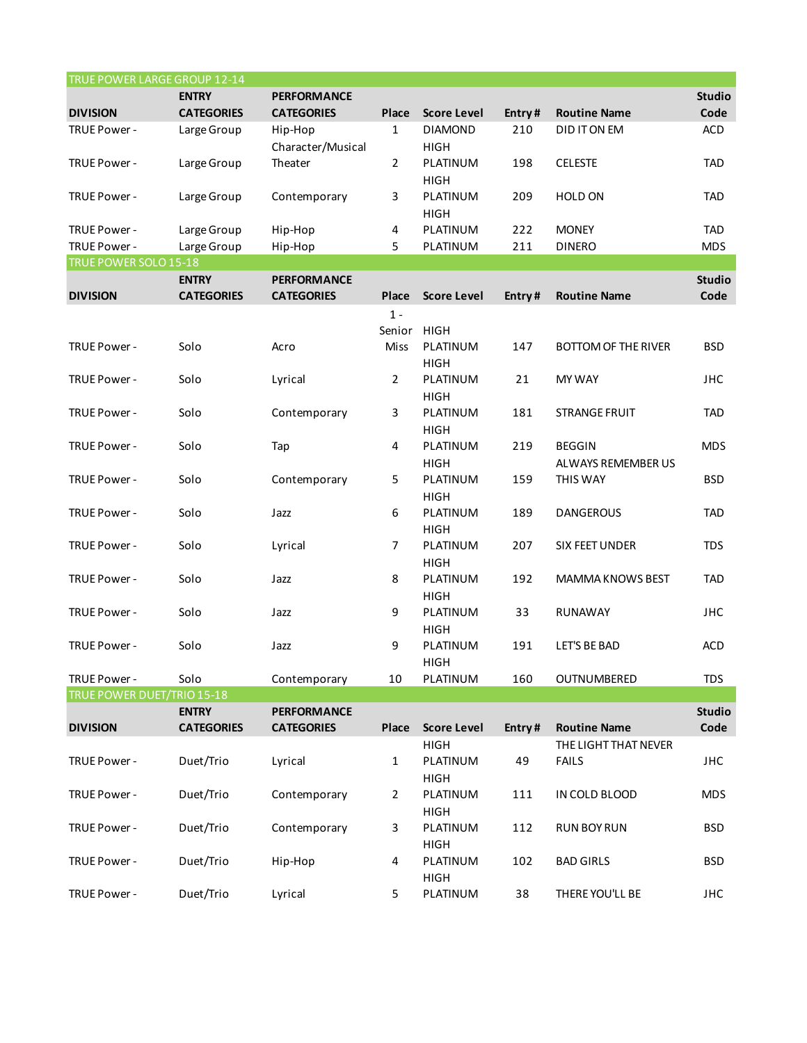## TRUE POWER LARGE GROUP 12-14

| DIVISION | ENTRY CATEGORIES | PERFORMANCE CATEGORIES | Place | Score Level | Entry # | Routine Name | Studio Code |
|---|---|---|---|---|---|---|---|
| TRUE Power - | Large Group | Hip-Hop | 1 | DIAMOND | 210 | DID IT ON EM | ACD |
| TRUE Power - | Large Group | Character/Musical Theater | 2 | HIGH PLATINUM | 198 | CELESTE | TAD |
| TRUE Power - | Large Group | Contemporary | 3 | HIGH PLATINUM | 209 | HOLD ON | TAD |
| TRUE Power - | Large Group | Hip-Hop | 4 | HIGH PLATINUM | 222 | MONEY | TAD |
| TRUE Power - | Large Group | Hip-Hop | 5 | PLATINUM | 211 | DINERO | MDS |

## TRUE POWER SOLO 15-18

| DIVISION | ENTRY CATEGORIES | PERFORMANCE CATEGORIES | Place | Score Level | Entry # | Routine Name | Studio Code |
|---|---|---|---|---|---|---|---|
| TRUE Power - | Solo | Acro | 1 - Senior Miss | HIGH PLATINUM | 147 | BOTTOM OF THE RIVER | BSD |
| TRUE Power - | Solo | Lyrical | 2 | HIGH PLATINUM | 21 | MY WAY | JHC |
| TRUE Power - | Solo | Contemporary | 3 | HIGH PLATINUM | 181 | STRANGE FRUIT | TAD |
| TRUE Power - | Solo | Tap | 4 | HIGH PLATINUM | 219 | BEGGIN | MDS |
| TRUE Power - | Solo | Contemporary | 5 | HIGH PLATINUM | 159 | ALWAYS REMEMBER US THIS WAY | BSD |
| TRUE Power - | Solo | Jazz | 6 | HIGH PLATINUM | 189 | DANGEROUS | TAD |
| TRUE Power - | Solo | Lyrical | 7 | HIGH PLATINUM | 207 | SIX FEET UNDER | TDS |
| TRUE Power - | Solo | Jazz | 8 | HIGH PLATINUM | 192 | MAMMA KNOWS BEST | TAD |
| TRUE Power - | Solo | Jazz | 9 | HIGH PLATINUM | 33 | RUNAWAY | JHC |
| TRUE Power - | Solo | Jazz | 9 | HIGH PLATINUM | 191 | LET'S BE BAD | ACD |
| TRUE Power - | Solo | Contemporary | 10 | HIGH PLATINUM | 160 | OUTNUMBERED | TDS |

## TRUE POWER DUET/TRIO 15-18

| DIVISION | ENTRY CATEGORIES | PERFORMANCE CATEGORIES | Place | Score Level | Entry # | Routine Name | Studio Code |
|---|---|---|---|---|---|---|---|
| TRUE Power - | Duet/Trio | Lyrical | 1 | HIGH PLATINUM | 49 | THE LIGHT THAT NEVER FAILS | JHC |
| TRUE Power - | Duet/Trio | Contemporary | 2 | HIGH PLATINUM | 111 | IN COLD BLOOD | MDS |
| TRUE Power - | Duet/Trio | Contemporary | 3 | HIGH PLATINUM | 112 | RUN BOY RUN | BSD |
| TRUE Power - | Duet/Trio | Hip-Hop | 4 | HIGH PLATINUM | 102 | BAD GIRLS | BSD |
| TRUE Power - | Duet/Trio | Lyrical | 5 | HIGH PLATINUM | 38 | THERE YOU'LL BE | JHC |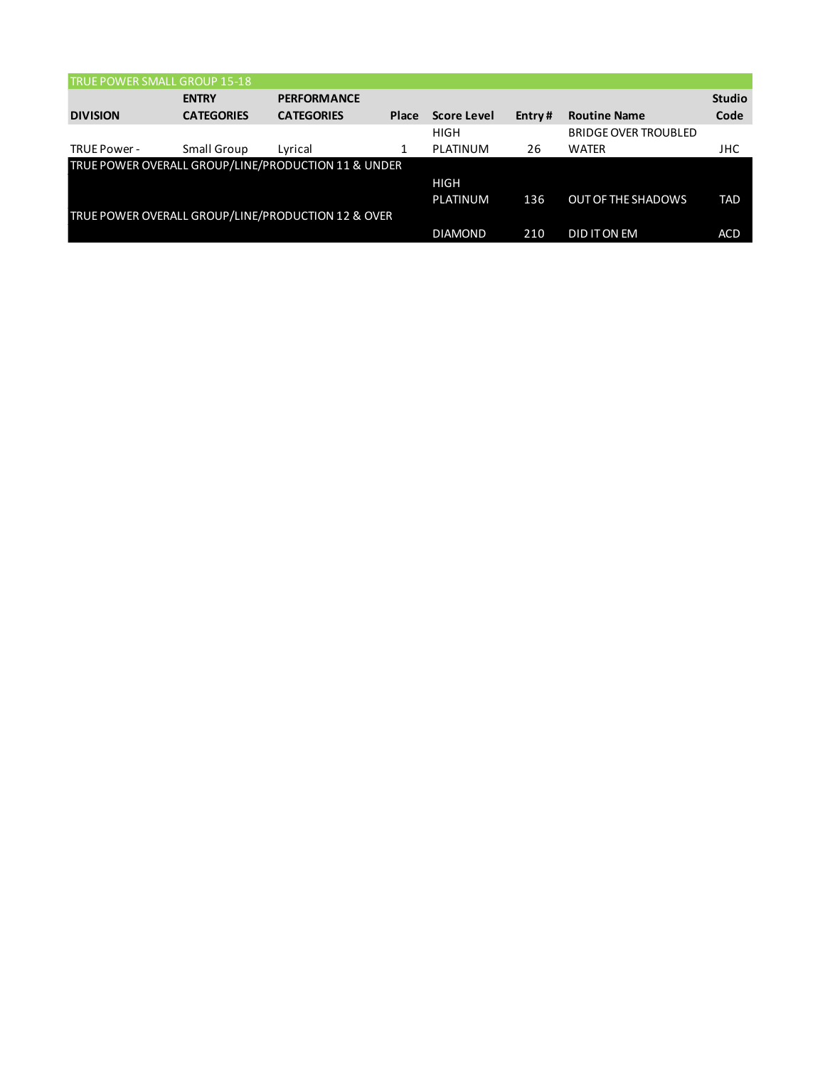| TRUE POWER SMALL GROUP 15-18 | | | | | | | |
|---|---|---|---|---|---|---|---|
| **DIVISION** | **ENTRY CATEGORIES** | **PERFORMANCE CATEGORIES** | **Place** | **Score Level** | **Entry #** | **Routine Name** | **Studio Code** |
| TRUE Power - | Small Group | Lyrical | 1 | HIGH PLATINUM | 26 | BRIDGE OVER TROUBLED WATER | JHC |
| TRUE POWER OVERALL GROUP/LINE/PRODUCTION 11 & UNDER | | | | | | | |
| | | | | HIGH PLATINUM | 136 | OUT OF THE SHADOWS | TAD |
| TRUE POWER OVERALL GROUP/LINE/PRODUCTION 12 & OVER | | | | | | | |
| | | | | DIAMOND | 210 | DID IT ON EM | ACD |